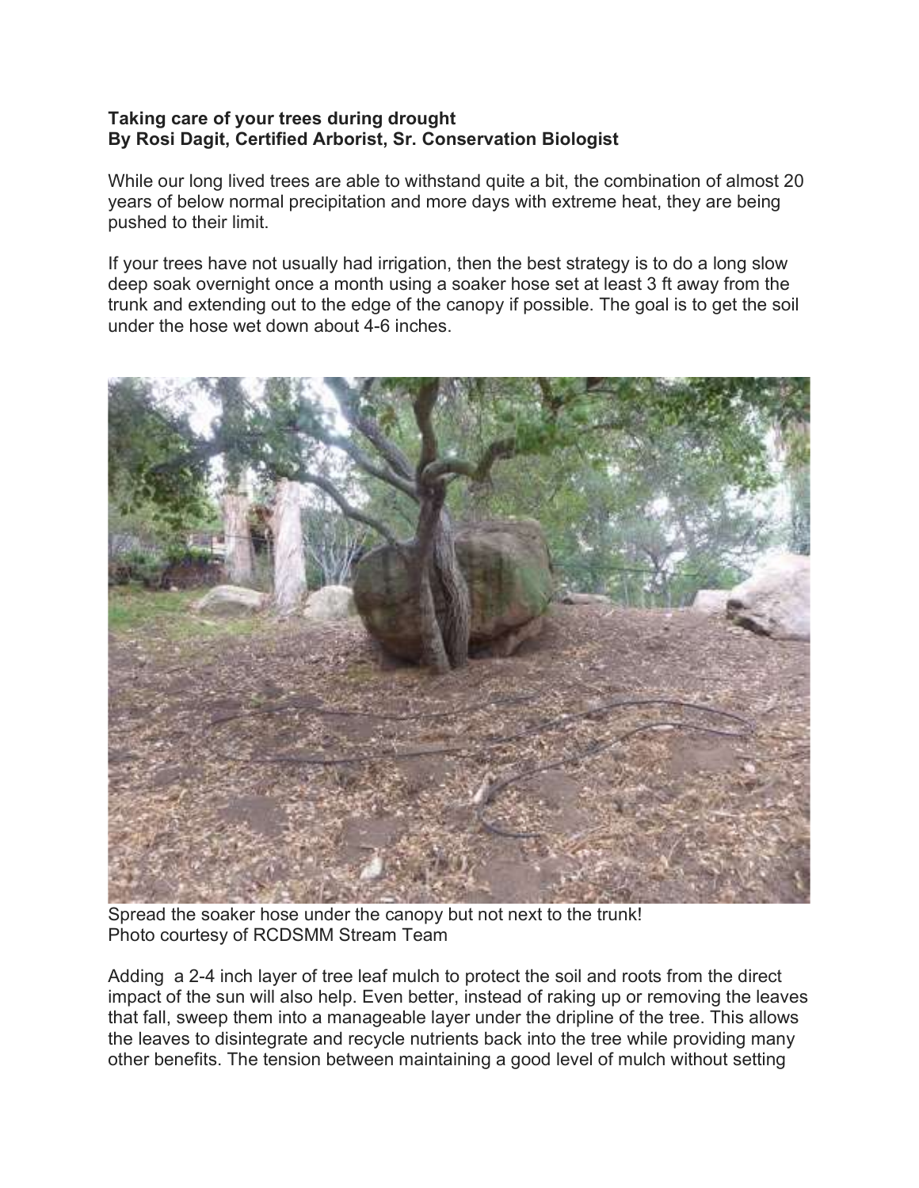**Taking care of your trees during drought**
**By Rosi Dagit, Certified Arborist, Sr. Conservation Biologist**

While our long lived trees are able to withstand quite a bit, the combination of almost 20 years of below normal precipitation and more days with extreme heat, they are being pushed to their limit.

If your trees have not usually had irrigation, then the best strategy is to do a long slow deep soak overnight once a month using a soaker hose set at least 3 ft away from the trunk and extending out to the edge of the canopy if possible. The goal is to get the soil under the hose wet down about 4-6 inches.

Spread the soaker hose under the canopy but not next to the trunk!
Photo courtesy of RCDSMM Stream Team

Adding a 2-4 inch layer of tree leaf mulch to protect the soil and roots from the direct impact of the sun will also help. Even better, instead of raking up or removing the leaves that fall, sweep them into a manageable layer under the dripline of the tree. This allows the leaves to disintegrate and recycle nutrients back into the tree while providing many other benefits. The tension between maintaining a good level of mulch without setting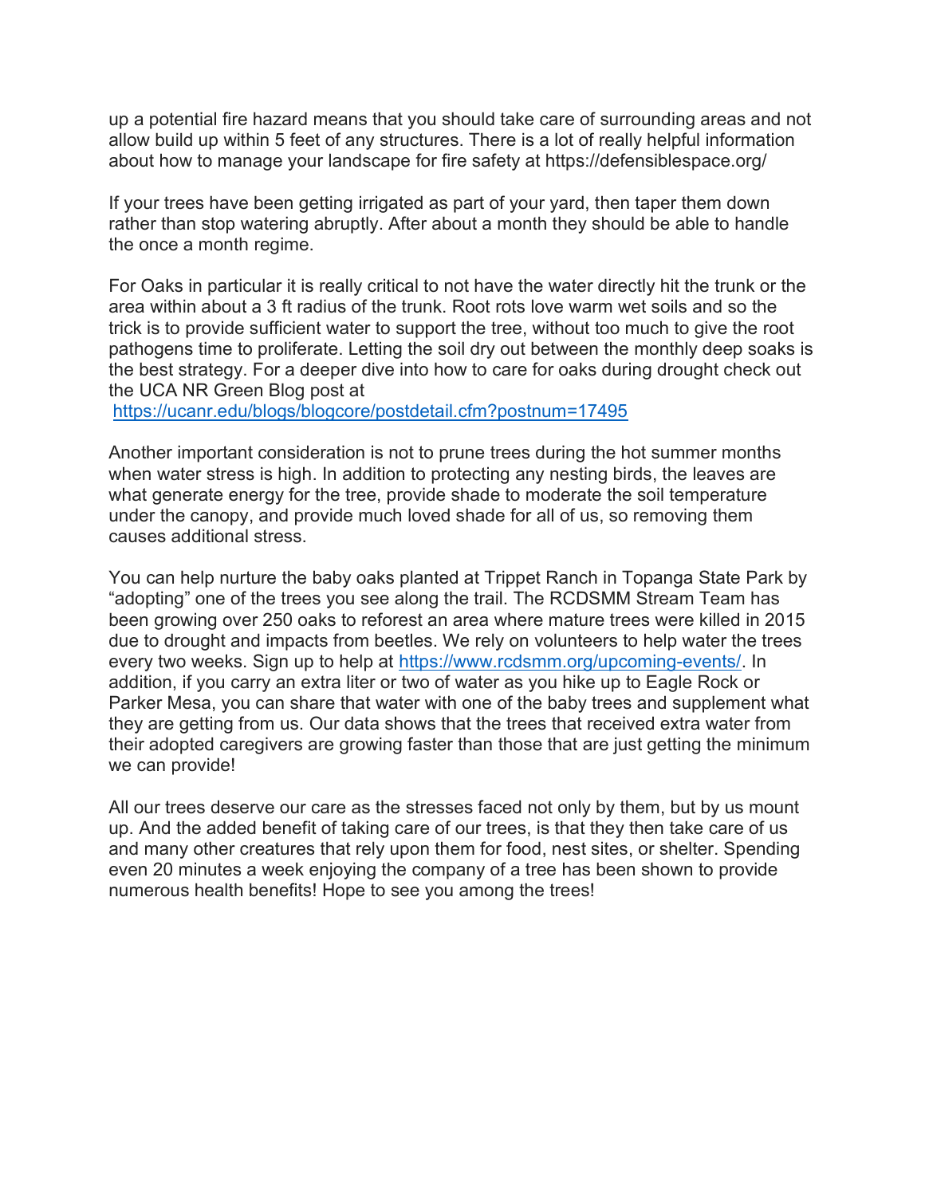up a potential fire hazard means that you should take care of surrounding areas and not allow build up within 5 feet of any structures. There is a lot of really helpful information about how to manage your landscape for fire safety at https://defensiblespace.org/

If your trees have been getting irrigated as part of your yard, then taper them down rather than stop watering abruptly. After about a month they should be able to handle the once a month regime.

For Oaks in particular it is really critical to not have the water directly hit the trunk or the area within about a 3 ft radius of the trunk. Root rots love warm wet soils and so the trick is to provide sufficient water to support the tree, without too much to give the root pathogens time to proliferate. Letting the soil dry out between the monthly deep soaks is the best strategy. For a deeper dive into how to care for oaks during drought check out the UCA NR Green Blog post at https://ucanr.edu/blogs/blogcore/postdetail.cfm?postnum=17495

Another important consideration is not to prune trees during the hot summer months when water stress is high. In addition to protecting any nesting birds, the leaves are what generate energy for the tree, provide shade to moderate the soil temperature under the canopy, and provide much loved shade for all of us, so removing them causes additional stress.

You can help nurture the baby oaks planted at Trippet Ranch in Topanga State Park by "adopting" one of the trees you see along the trail. The RCDSMM Stream Team has been growing over 250 oaks to reforest an area where mature trees were killed in 2015 due to drought and impacts from beetles. We rely on volunteers to help water the trees every two weeks. Sign up to help at https://www.rcdsmm.org/upcoming-events/. In addition, if you carry an extra liter or two of water as you hike up to Eagle Rock or Parker Mesa, you can share that water with one of the baby trees and supplement what they are getting from us. Our data shows that the trees that received extra water from their adopted caregivers are growing faster than those that are just getting the minimum we can provide!

All our trees deserve our care as the stresses faced not only by them, but by us mount up. And the added benefit of taking care of our trees, is that they then take care of us and many other creatures that rely upon them for food, nest sites, or shelter. Spending even 20 minutes a week enjoying the company of a tree has been shown to provide numerous health benefits! Hope to see you among the trees!